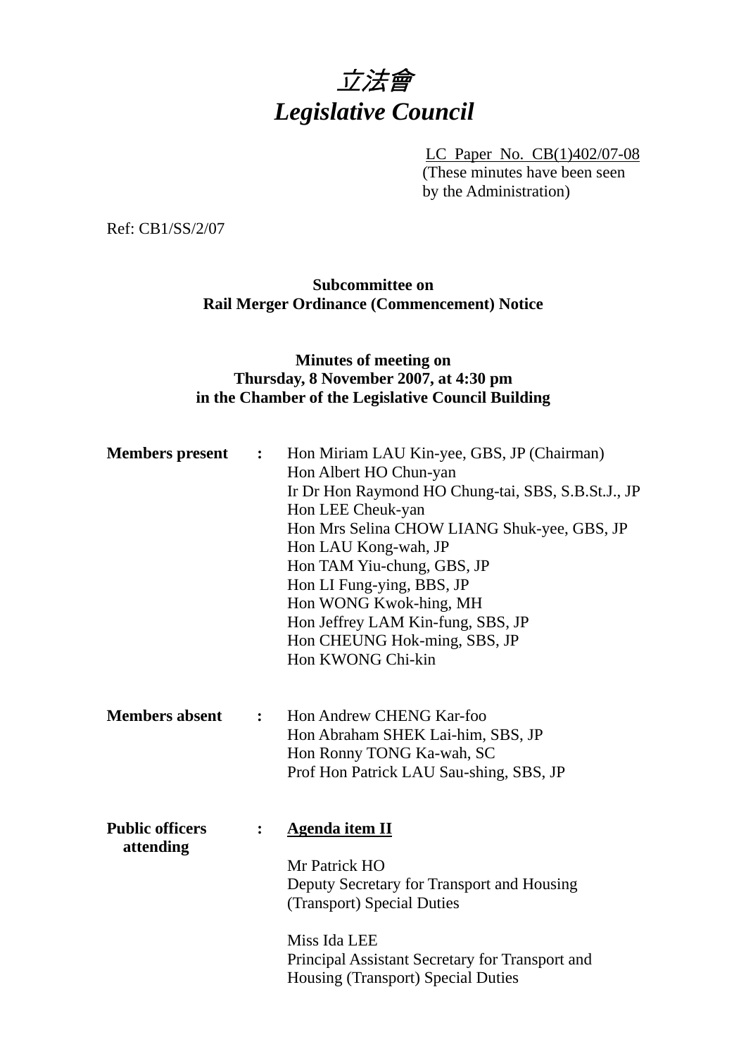# *立法會*
# *Legislative Council*

LC Paper No. CB(1)402/07-08
(These minutes have been seen by the Administration)

Ref: CB1/SS/2/07

**Subcommittee on**
**Rail Merger Ordinance (Commencement) Notice**

**Minutes of meeting on**
**Thursday, 8 November 2007, at 4:30 pm**
**in the Chamber of the Legislative Council Building**

**Members present :**

Hon Miriam LAU Kin-yee, GBS, JP (Chairman)
Hon Albert HO Chun-yan
Ir Dr Hon Raymond HO Chung-tai, SBS, S.B.St.J., JP
Hon LEE Cheuk-yan
Hon Mrs Selina CHOW LIANG Shuk-yee, GBS, JP
Hon LAU Kong-wah, JP
Hon TAM Yiu-chung, GBS, JP
Hon LI Fung-ying, BBS, JP
Hon WONG Kwok-hing, MH
Hon Jeffrey LAM Kin-fung, SBS, JP
Hon CHEUNG Hok-ming, SBS, JP
Hon KWONG Chi-kin

**Members absent :**

Hon Andrew CHENG Kar-foo
Hon Abraham SHEK Lai-him, SBS, JP
Hon Ronny TONG Ka-wah, SC
Prof Hon Patrick LAU Sau-shing, SBS, JP

**Public officers attending :**

**Agenda item II**

Mr Patrick HO
Deputy Secretary for Transport and Housing (Transport) Special Duties

Miss Ida LEE
Principal Assistant Secretary for Transport and Housing (Transport) Special Duties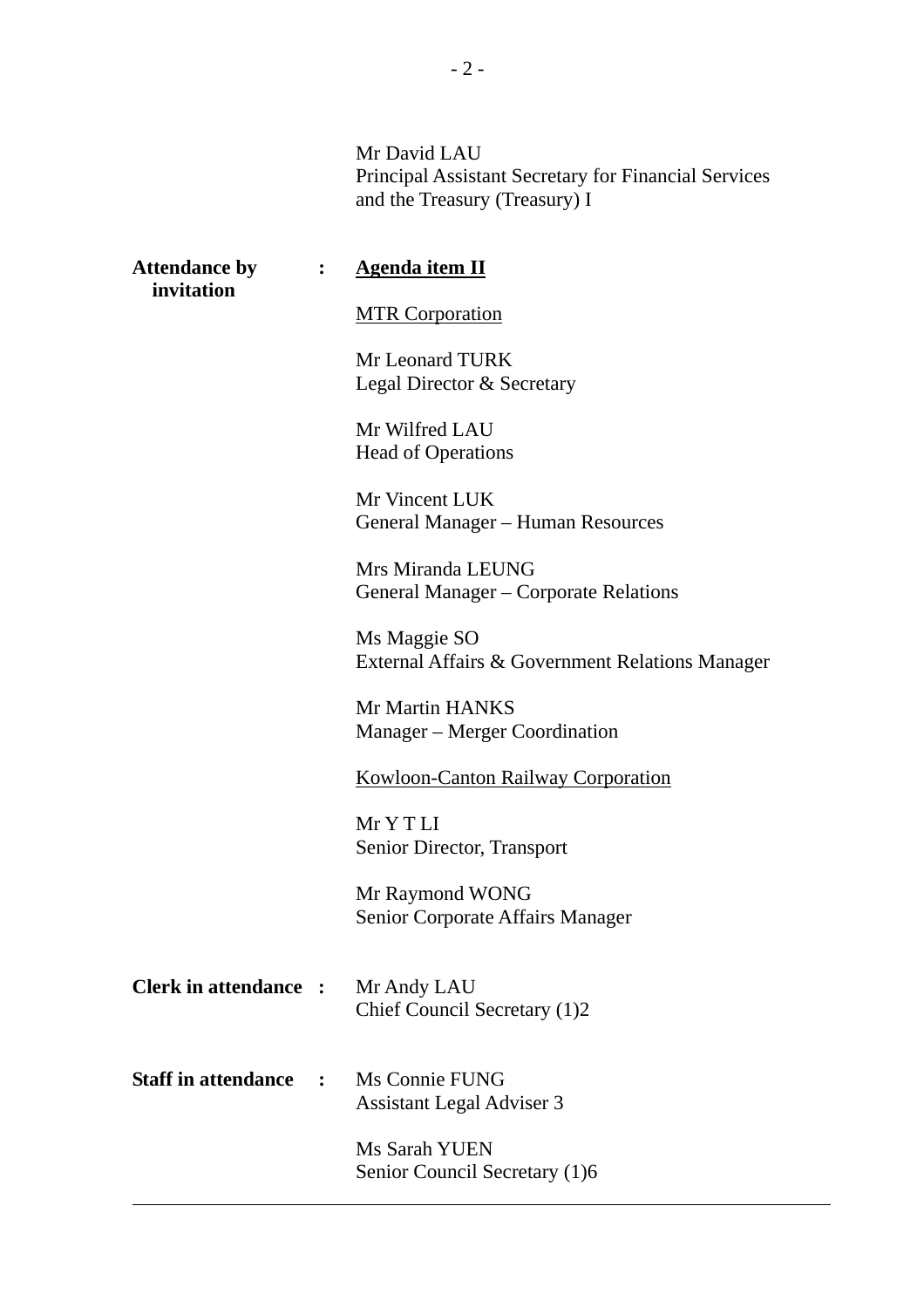Mr David LAU
Principal Assistant Secretary for Financial Services and the Treasury (Treasury) I

**Attendance by invitation** : <u>**Agenda item II**</u>

<u>MTR Corporation</u>

Mr Leonard TURK
Legal Director & Secretary

Mr Wilfred LAU
Head of Operations

Mr Vincent LUK
General Manager – Human Resources

Mrs Miranda LEUNG
General Manager – Corporate Relations

Ms Maggie SO
External Affairs & Government Relations Manager

Mr Martin HANKS
Manager – Merger Coordination

<u>Kowloon-Canton Railway Corporation</u>

Mr Y T LI
Senior Director, Transport

Mr Raymond WONG
Senior Corporate Affairs Manager

**Clerk in attendance** : Mr Andy LAU
Chief Council Secretary (1)2

**Staff in attendance** : Ms Connie FUNG
Assistant Legal Adviser 3

Ms Sarah YUEN
Senior Council Secretary (1)6

---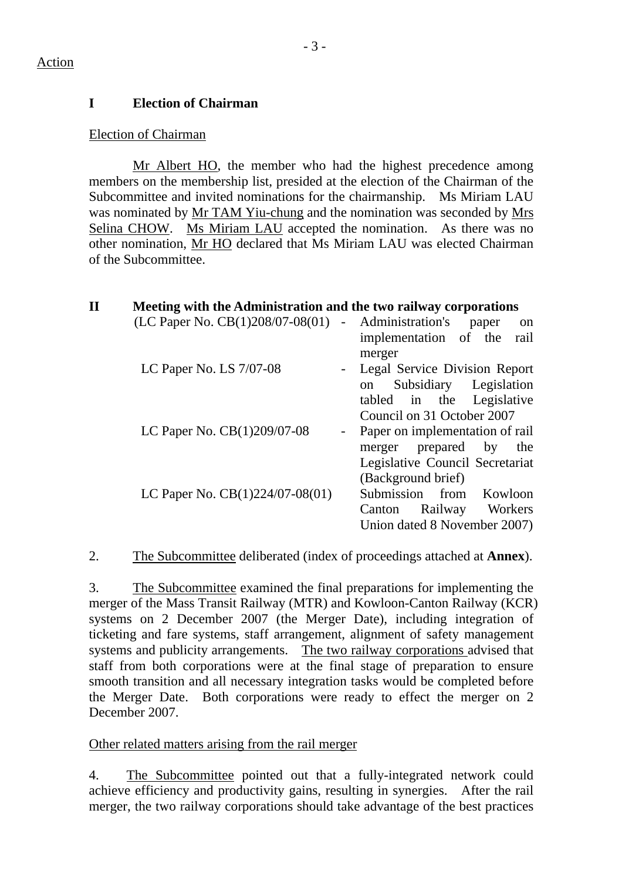Action

## I Election of Chairman

Election of Chairman

Mr Albert HO, the member who had the highest precedence among members on the membership list, presided at the election of the Chairman of the Subcommittee and invited nominations for the chairmanship. Ms Miriam LAU was nominated by Mr TAM Yiu-chung and the nomination was seconded by Mrs Selina CHOW. Ms Miriam LAU accepted the nomination. As there was no other nomination, Mr HO declared that Ms Miriam LAU was elected Chairman of the Subcommittee.

## II Meeting with the Administration and the two railway corporations

| | | |
|---|---|---|
| (LC Paper No. CB(1)208/07-08(01) | - | Administration's paper on implementation of the rail merger |
| LC Paper No. LS 7/07-08 | - | Legal Service Division Report on Subsidiary Legislation tabled in the Legislative Council on 31 October 2007 |
| LC Paper No. CB(1)209/07-08 | - | Paper on implementation of rail merger prepared by the Legislative Council Secretariat (Background brief) |
| LC Paper No. CB(1)224/07-08(01) | | Submission from Kowloon Canton Railway Workers Union dated 8 November 2007) |

2. The Subcommittee deliberated (index of proceedings attached at **Annex**).

3. The Subcommittee examined the final preparations for implementing the merger of the Mass Transit Railway (MTR) and Kowloon-Canton Railway (KCR) systems on 2 December 2007 (the Merger Date), including integration of ticketing and fare systems, staff arrangement, alignment of safety management systems and publicity arrangements. The two railway corporations advised that staff from both corporations were at the final stage of preparation to ensure smooth transition and all necessary integration tasks would be completed before the Merger Date. Both corporations were ready to effect the merger on 2 December 2007.

Other related matters arising from the rail merger

4. The Subcommittee pointed out that a fully-integrated network could achieve efficiency and productivity gains, resulting in synergies. After the rail merger, the two railway corporations should take advantage of the best practices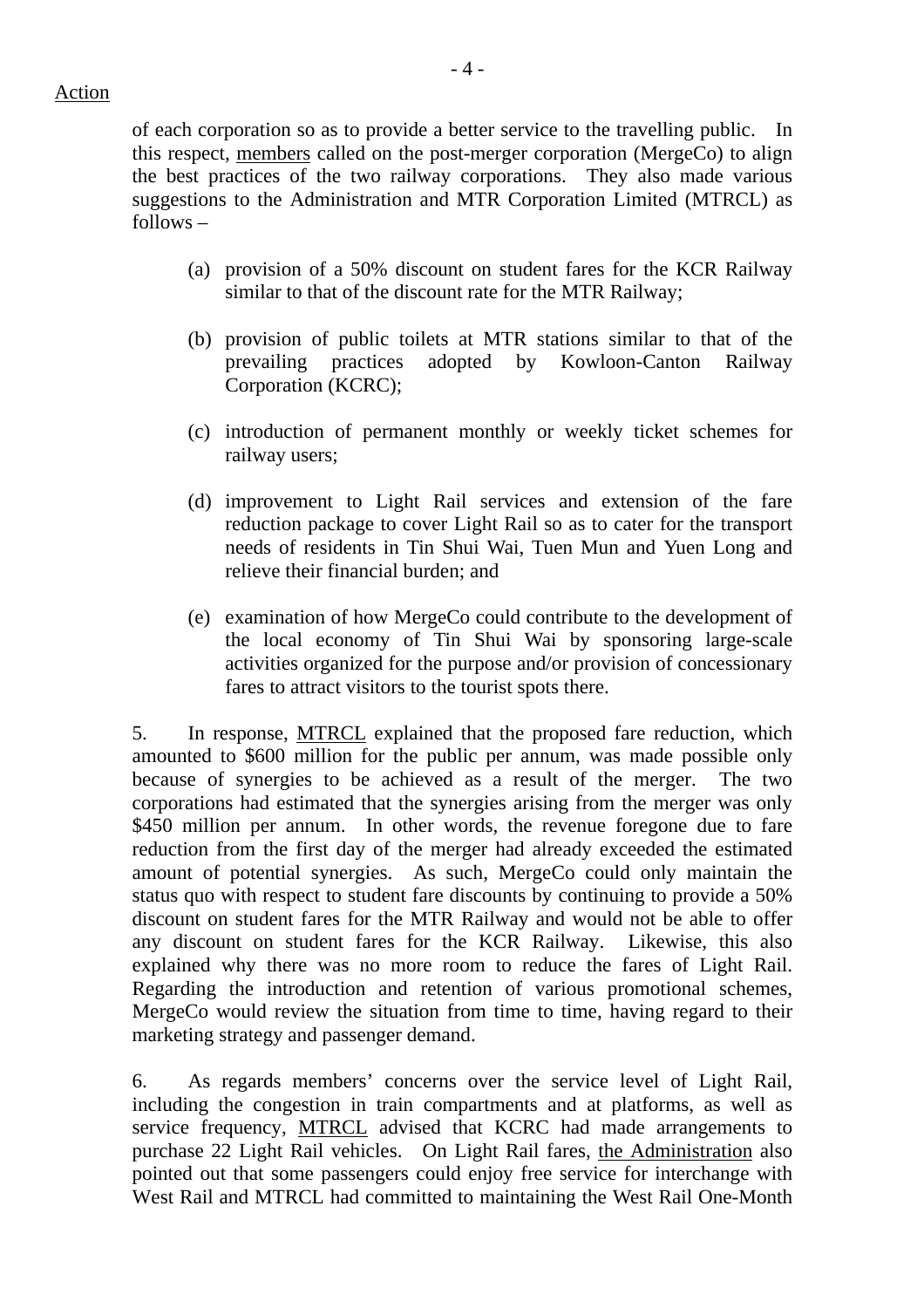Action

of each corporation so as to provide a better service to the travelling public. In this respect, members called on the post-merger corporation (MergeCo) to align the best practices of the two railway corporations. They also made various suggestions to the Administration and MTR Corporation Limited (MTRCL) as follows –

(a) provision of a 50% discount on student fares for the KCR Railway similar to that of the discount rate for the MTR Railway;

(b) provision of public toilets at MTR stations similar to that of the prevailing practices adopted by Kowloon-Canton Railway Corporation (KCRC);

(c) introduction of permanent monthly or weekly ticket schemes for railway users;

(d) improvement to Light Rail services and extension of the fare reduction package to cover Light Rail so as to cater for the transport needs of residents in Tin Shui Wai, Tuen Mun and Yuen Long and relieve their financial burden; and

(e) examination of how MergeCo could contribute to the development of the local economy of Tin Shui Wai by sponsoring large-scale activities organized for the purpose and/or provision of concessionary fares to attract visitors to the tourist spots there.

5. In response, MTRCL explained that the proposed fare reduction, which amounted to $600 million for the public per annum, was made possible only because of synergies to be achieved as a result of the merger. The two corporations had estimated that the synergies arising from the merger was only $450 million per annum. In other words, the revenue foregone due to fare reduction from the first day of the merger had already exceeded the estimated amount of potential synergies. As such, MergeCo could only maintain the status quo with respect to student fare discounts by continuing to provide a 50% discount on student fares for the MTR Railway and would not be able to offer any discount on student fares for the KCR Railway. Likewise, this also explained why there was no more room to reduce the fares of Light Rail. Regarding the introduction and retention of various promotional schemes, MergeCo would review the situation from time to time, having regard to their marketing strategy and passenger demand.

6. As regards members' concerns over the service level of Light Rail, including the congestion in train compartments and at platforms, as well as service frequency, MTRCL advised that KCRC had made arrangements to purchase 22 Light Rail vehicles. On Light Rail fares, the Administration also pointed out that some passengers could enjoy free service for interchange with West Rail and MTRCL had committed to maintaining the West Rail One-Month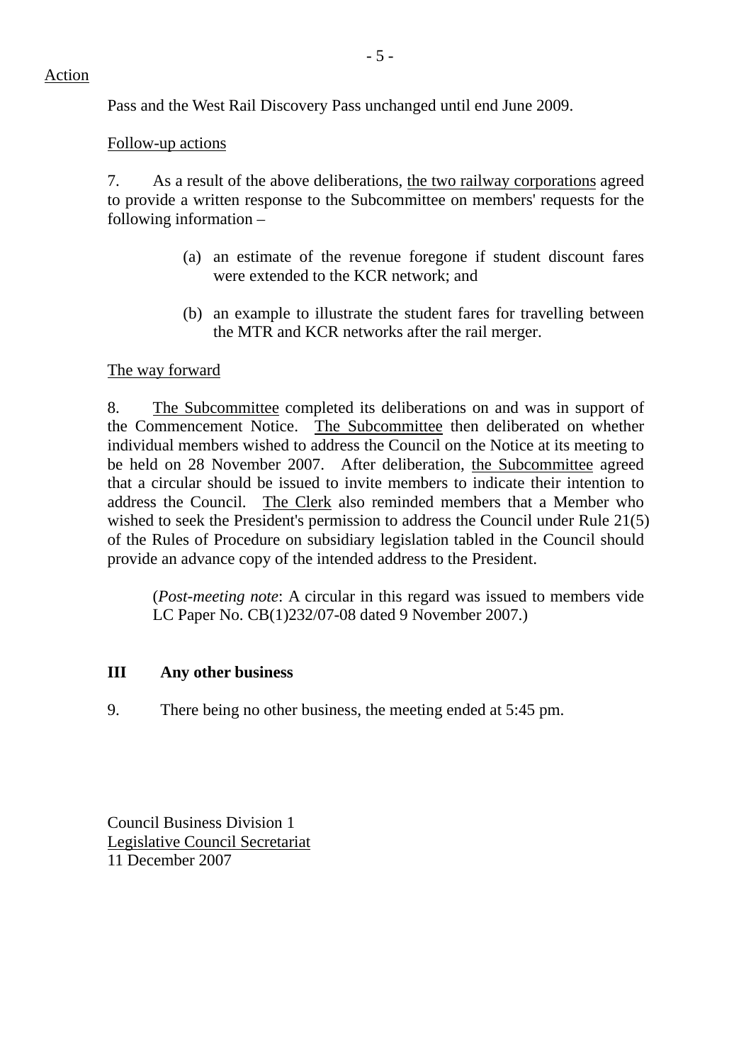Action

Pass and the West Rail Discovery Pass unchanged until end June 2009.

Follow-up actions

7. As a result of the above deliberations, the two railway corporations agreed to provide a written response to the Subcommittee on members' requests for the following information –

(a) an estimate of the revenue foregone if student discount fares were extended to the KCR network; and

(b) an example to illustrate the student fares for travelling between the MTR and KCR networks after the rail merger.

The way forward

8. The Subcommittee completed its deliberations on and was in support of the Commencement Notice. The Subcommittee then deliberated on whether individual members wished to address the Council on the Notice at its meeting to be held on 28 November 2007. After deliberation, the Subcommittee agreed that a circular should be issued to invite members to indicate their intention to address the Council. The Clerk also reminded members that a Member who wished to seek the President's permission to address the Council under Rule 21(5) of the Rules of Procedure on subsidiary legislation tabled in the Council should provide an advance copy of the intended address to the President.

(*Post-meeting note*: A circular in this regard was issued to members vide LC Paper No. CB(1)232/07-08 dated 9 November 2007.)

## III Any other business

9. There being no other business, the meeting ended at 5:45 pm.

Council Business Division 1
Legislative Council Secretariat
11 December 2007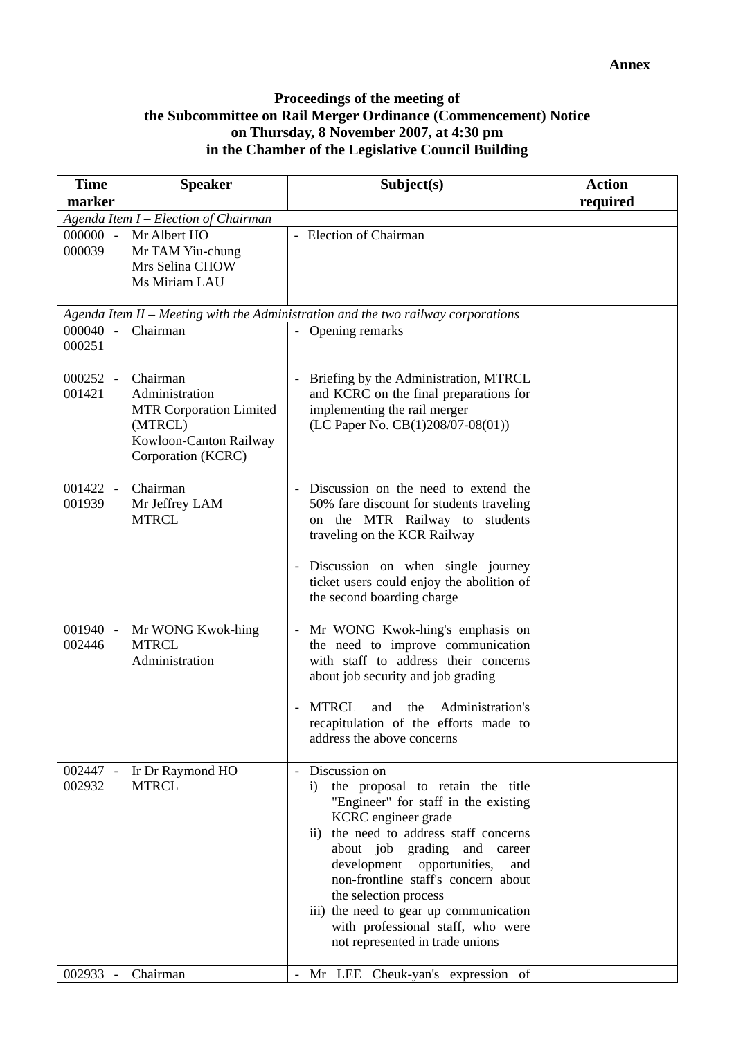**Annex**

**Proceedings of the meeting of**
**the Subcommittee on Rail Merger Ordinance (Commencement) Notice**
**on Thursday, 8 November 2007, at 4:30 pm**
**in the Chamber of the Legislative Council Building**

| Time marker | Speaker | Subject(s) | Action required |
|---|---|---|---|
| *Agenda Item I – Election of Chairman* | | | |
| 000000 - 000039 | Mr Albert HO<br>Mr TAM Yiu-chung<br>Mrs Selina CHOW<br>Ms Miriam LAU | - Election of Chairman | |
| *Agenda Item II – Meeting with the Administration and the two railway corporations* | | | |
| 000040 - 000251 | Chairman | - Opening remarks | |
| 000252 - 001421 | Chairman<br>Administration<br>MTR Corporation Limited (MTRCL)<br>Kowloon-Canton Railway Corporation (KCRC) | - Briefing by the Administration, MTRCL and KCRC on the final preparations for implementing the rail merger (LC Paper No. CB(1)208/07-08(01)) | |
| 001422 - 001939 | Chairman<br>Mr Jeffrey LAM<br>MTRCL | - Discussion on the need to extend the 50% fare discount for students traveling on the MTR Railway to students traveling on the KCR Railway<br><br>- Discussion on when single journey ticket users could enjoy the abolition of the second boarding charge | |
| 001940 - 002446 | Mr WONG Kwok-hing<br>MTRCL<br>Administration | - Mr WONG Kwok-hing's emphasis on the need to improve communication with staff to address their concerns about job security and job grading<br><br>- MTRCL and the Administration's recapitulation of the efforts made to address the above concerns | |
| 002447 - 002932 | Ir Dr Raymond HO<br>MTRCL | - Discussion on<br>i) the proposal to retain the title "Engineer" for staff in the existing KCRC engineer grade<br>ii) the need to address staff concerns about job grading and career development opportunities, and non-frontline staff's concern about the selection process<br>iii) the need to gear up communication with professional staff, who were not represented in trade unions | |
| 002933 - | Chairman | - Mr LEE Cheuk-yan's expression of | |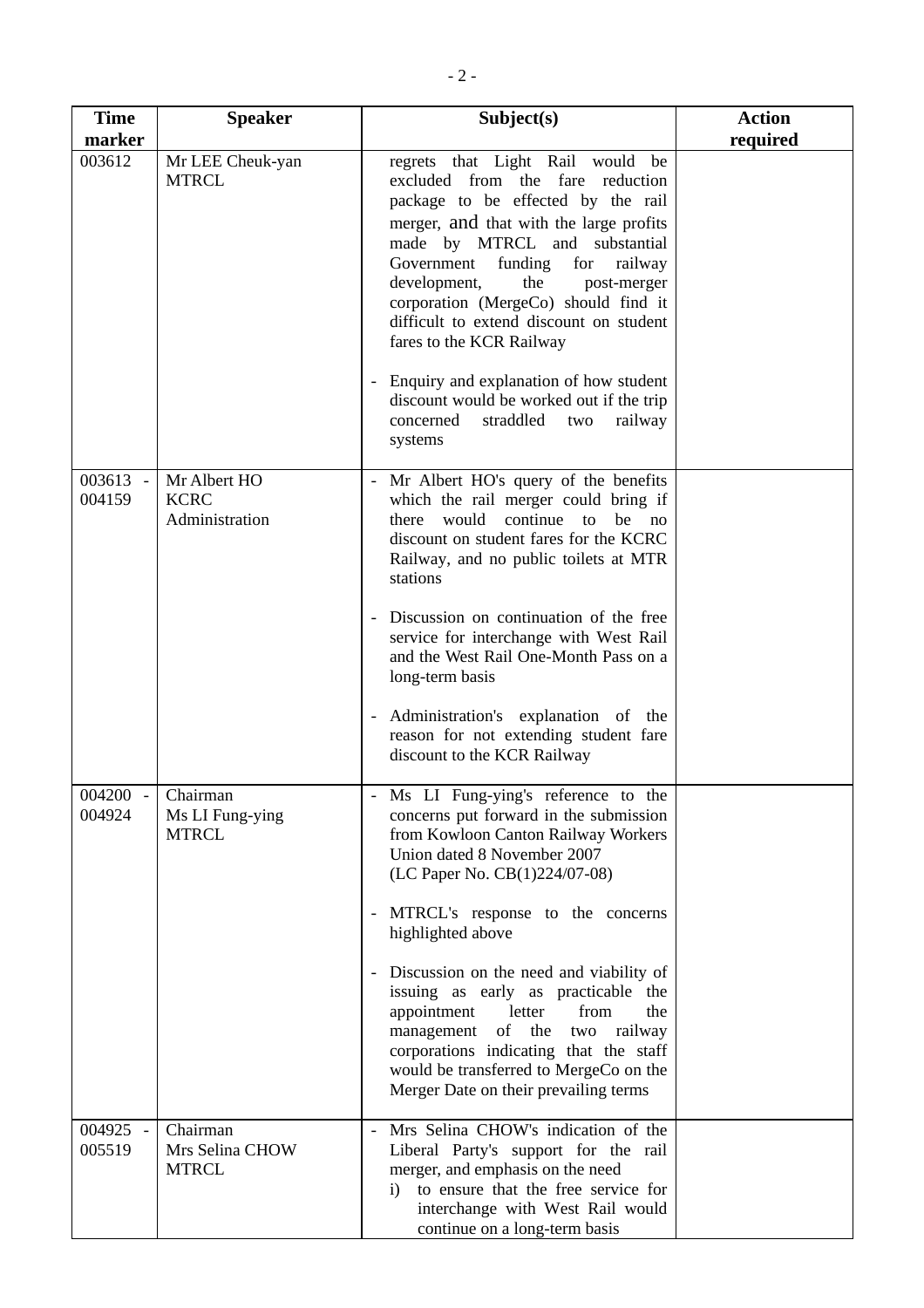| Time marker | Speaker | Subject(s) | Action required |
|---|---|---|---|
| 003612 | Mr LEE Cheuk-yan<br>MTRCL | regrets that Light Rail would be excluded from the fare reduction package to be effected by the rail merger, and that with the large profits made by MTRCL and substantial Government funding for railway development, the post-merger corporation (MergeCo) should find it difficult to extend discount on student fares to the KCR Railway<br><br>- Enquiry and explanation of how student discount would be worked out if the trip concerned straddled two railway systems | |
| 003613 - 004159 | Mr Albert HO<br>KCRC<br>Administration | - Mr Albert HO's query of the benefits which the rail merger could bring if there would continue to be no discount on student fares for the KCRC Railway, and no public toilets at MTR stations<br><br>- Discussion on continuation of the free service for interchange with West Rail and the West Rail One-Month Pass on a long-term basis<br><br>- Administration's explanation of the reason for not extending student fare discount to the KCR Railway | |
| 004200 - 004924 | Chairman<br>Ms LI Fung-ying<br>MTRCL | - Ms LI Fung-ying's reference to the concerns put forward in the submission from Kowloon Canton Railway Workers Union dated 8 November 2007 (LC Paper No. CB(1)224/07-08)<br><br>- MTRCL's response to the concerns highlighted above<br><br>- Discussion on the need and viability of issuing as early as practicable the appointment letter from the management of the two railway corporations indicating that the staff would be transferred to MergeCo on the Merger Date on their prevailing terms | |
| 004925 - 005519 | Chairman<br>Mrs Selina CHOW<br>MTRCL | - Mrs Selina CHOW's indication of the Liberal Party's support for the rail merger, and emphasis on the need<br>i) to ensure that the free service for interchange with West Rail would continue on a long-term basis | |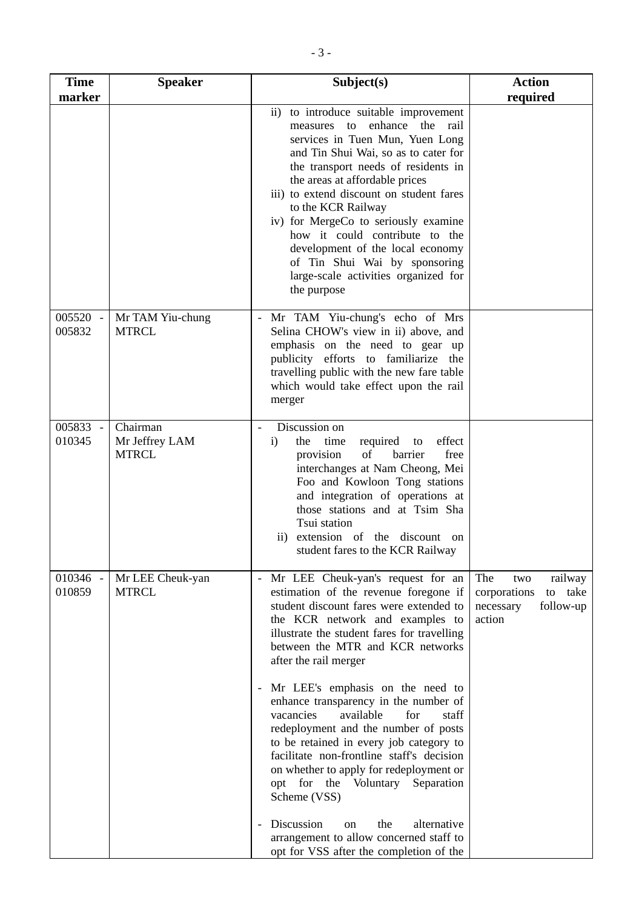| Time marker | Speaker | Subject(s) | Action required |
|---|---|---|---|
| | | ii) to introduce suitable improvement measures to enhance the rail services in Tuen Mun, Yuen Long and Tin Shui Wai, so as to cater for the transport needs of residents in the areas at affordable prices<br>iii) to extend discount on student fares to the KCR Railway<br>iv) for MergeCo to seriously examine how it could contribute to the development of the local economy of Tin Shui Wai by sponsoring large-scale activities organized for the purpose | |
| 005520 - 005832 | Mr TAM Yiu-chung<br>MTRCL | - Mr TAM Yiu-chung's echo of Mrs Selina CHOW's view in ii) above, and emphasis on the need to gear up publicity efforts to familiarize the travelling public with the new fare table which would take effect upon the rail merger | |
| 005833 - 010345 | Chairman<br>Mr Jeffrey LAM<br>MTRCL | - Discussion on<br>i) the time required to effect provision of barrier free interchanges at Nam Cheong, Mei Foo and Kowloon Tong stations and integration of operations at those stations and at Tsim Sha Tsui station<br>ii) extension of the discount on student fares to the KCR Railway | |
| 010346 - 010859 | Mr LEE Cheuk-yan<br>MTRCL | - Mr LEE Cheuk-yan's request for an estimation of the revenue foregone if student discount fares were extended to the KCR network and examples to illustrate the student fares for travelling between the MTR and KCR networks after the rail merger<br><br>- Mr LEE's emphasis on the need to enhance transparency in the number of vacancies available for staff redeployment and the number of posts to be retained in every job category to facilitate non-frontline staff's decision on whether to apply for redeployment or opt for the Voluntary Separation Scheme (VSS)<br><br>- Discussion on the alternative arrangement to allow concerned staff to opt for VSS after the completion of the | The two railway corporations to take necessary follow-up action |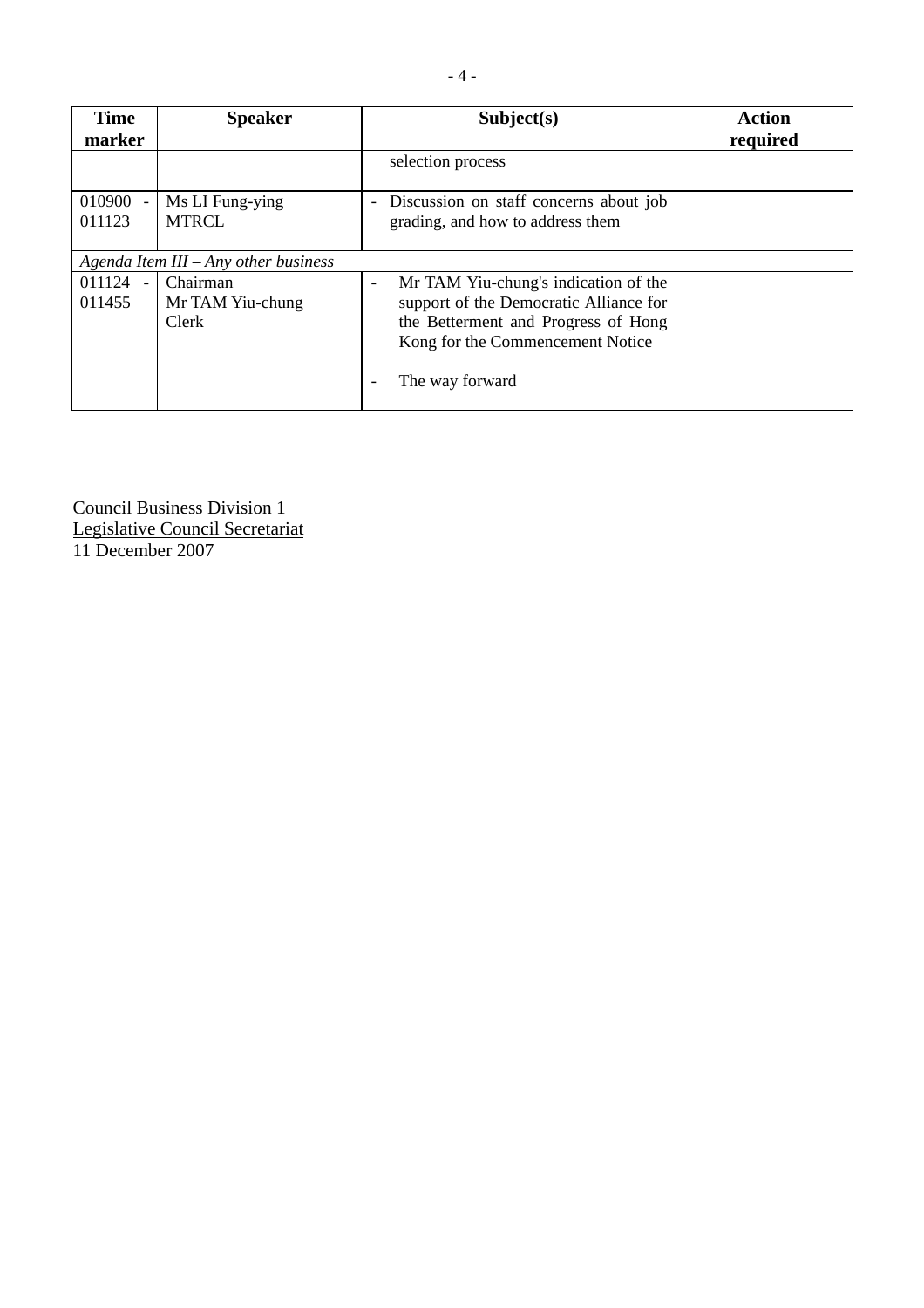| Time marker | Speaker | Subject(s) | Action required |
| --- | --- | --- | --- |
| | | selection process | |
| 010900 - 011123 | Ms LI Fung-ying<br>MTRCL | - Discussion on staff concerns about job grading, and how to address them | |
| *Agenda Item III – Any other business* | | | |
| 011124 - 011455 | Chairman<br>Mr TAM Yiu-chung<br>Clerk | - Mr TAM Yiu-chung's indication of the support of the Democratic Alliance for the Betterment and Progress of Hong Kong for the Commencement Notice<br><br>- The way forward | |

Council Business Division 1
Legislative Council Secretariat
11 December 2007